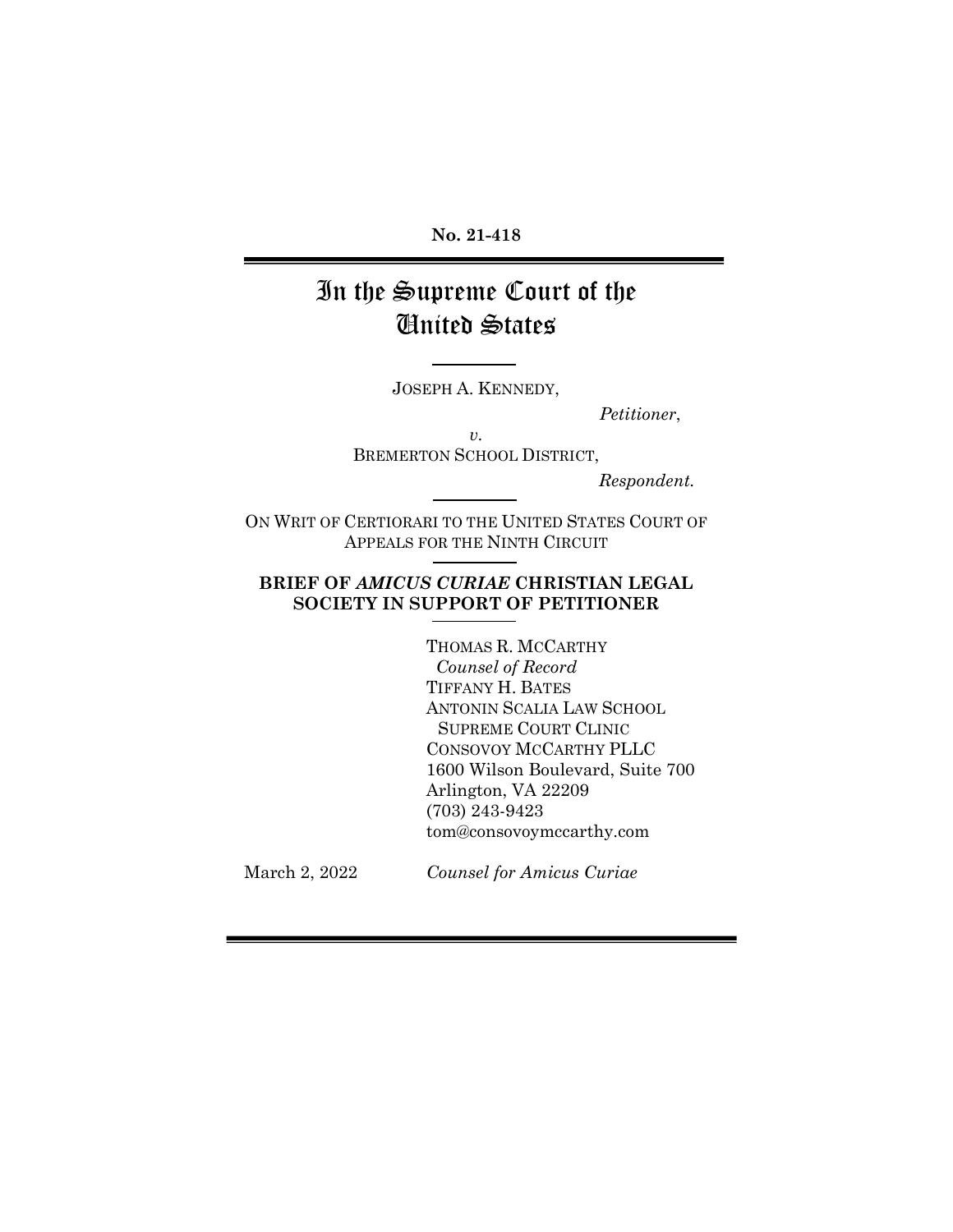**No. 21-418**

# In the Supreme Court of the United States

JOSEPH A. KENNEDY,

*Petitioner*,

*v.*

BREMERTON SCHOOL DISTRICT,

*Respondent.*

ON WRIT OF CERTIORARI TO THE UNITED STATES COURT OF APPEALS FOR THE NINTH CIRCUIT

**BRIEF OF *AMICUS CURIAE* CHRISTIAN LEGAL SOCIETY IN SUPPORT OF PETITIONER**

THOMAS R. MCCARTHY
*Counsel of Record*
TIFFANY H. BATES
ANTONIN SCALIA LAW SCHOOL
SUPREME COURT CLINIC
CONSOVOY MCCARTHY PLLC
1600 Wilson Boulevard, Suite 700
Arlington, VA 22209
(703) 243-9423
tom@consovoymccarthy.com

March 2, 2022

*Counsel for Amicus Curiae*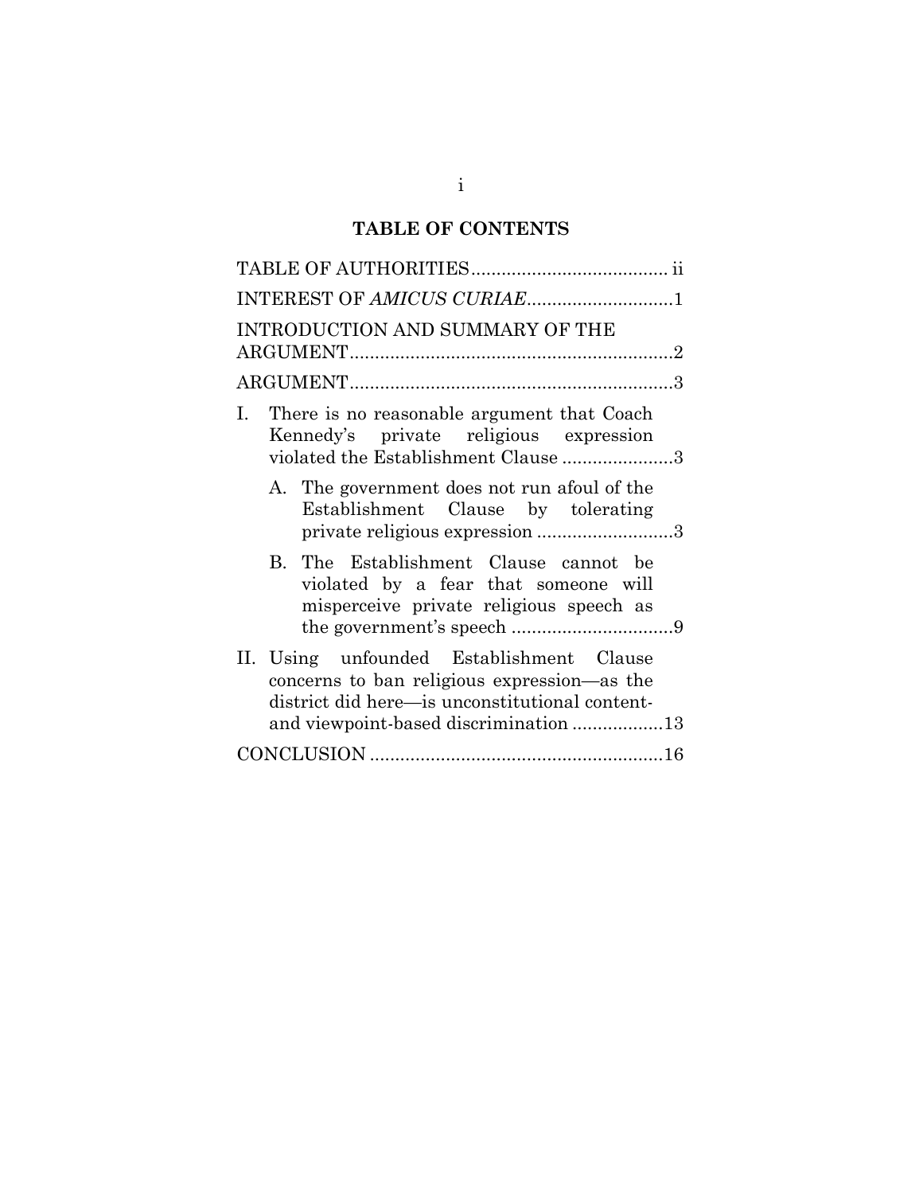# TABLE OF CONTENTS

TABLE OF AUTHORITIES ....................................... ii

INTEREST OF *AMICUS CURIAE* ............................. 1

INTRODUCTION AND SUMMARY OF THE ARGUMENT ................................................................ 2

ARGUMENT ................................................................ 3

I. There is no reasonable argument that Coach Kennedy's private religious expression violated the Establishment Clause ...................... 3

   A. The government does not run afoul of the Establishment Clause by tolerating private religious expression ........................... 3

   B. The Establishment Clause cannot be violated by a fear that someone will misperceive private religious speech as the government's speech ................................ 9

II. Using unfounded Establishment Clause concerns to ban religious expression—as the district did here—is unconstitutional content- and viewpoint-based discrimination .................. 13

CONCLUSION .......................................................... 16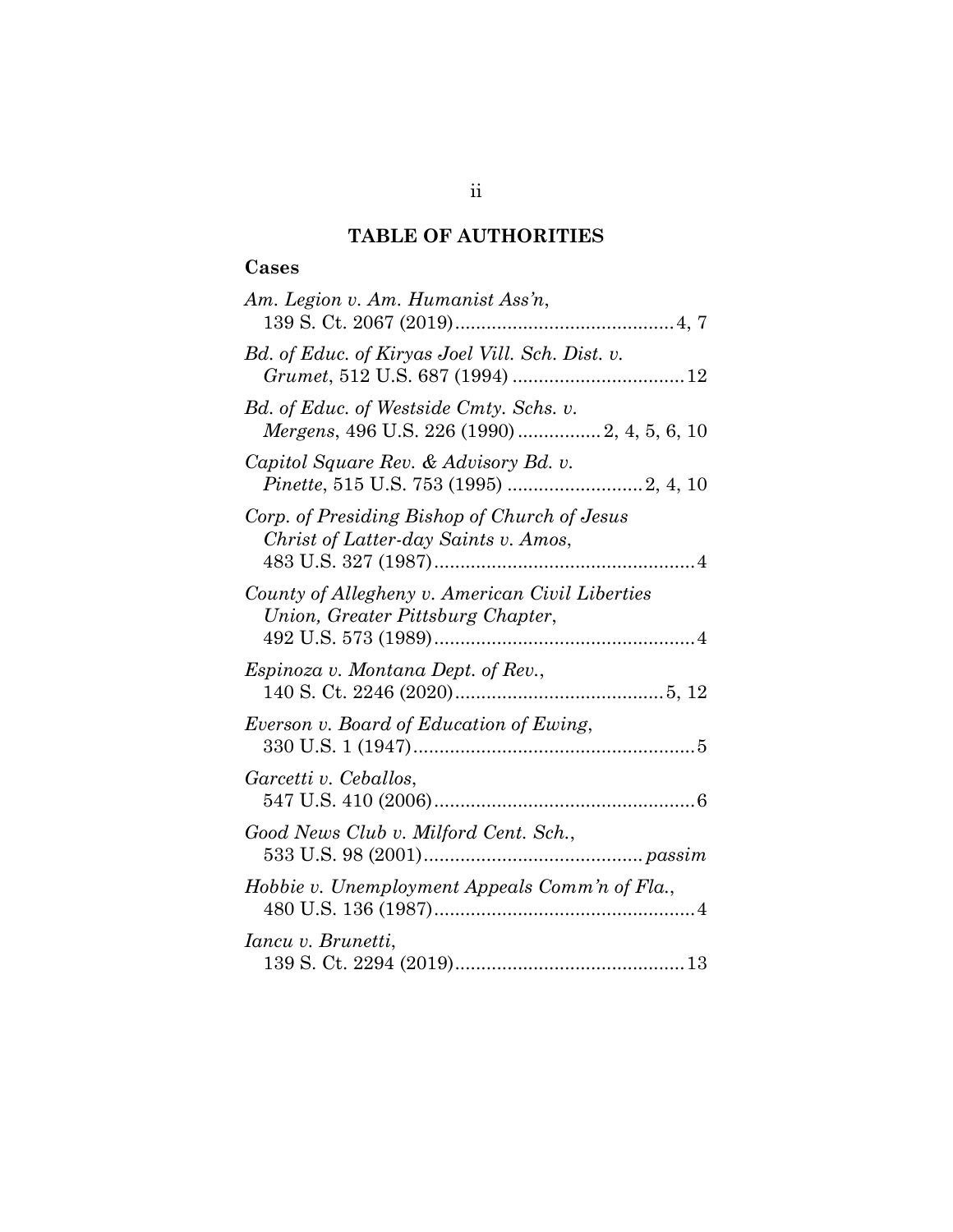## TABLE OF AUTHORITIES

### Cases

*Am. Legion v. Am. Humanist Ass'n*, 139 S. Ct. 2067 (2019) .......... 4, 7

*Bd. of Educ. of Kiryas Joel Vill. Sch. Dist. v. Grumet*, 512 U.S. 687 (1994) .......... 12

*Bd. of Educ. of Westside Cmty. Schs. v. Mergens*, 496 U.S. 226 (1990) .......... 2, 4, 5, 6, 10

*Capitol Square Rev. & Advisory Bd. v. Pinette*, 515 U.S. 753 (1995) .......... 2, 4, 10

*Corp. of Presiding Bishop of Church of Jesus Christ of Latter-day Saints v. Amos*, 483 U.S. 327 (1987) .......... 4

*County of Allegheny v. American Civil Liberties Union, Greater Pittsburg Chapter*, 492 U.S. 573 (1989) .......... 4

*Espinoza v. Montana Dept. of Rev.*, 140 S. Ct. 2246 (2020) .......... 5, 12

*Everson v. Board of Education of Ewing*, 330 U.S. 1 (1947) .......... 5

*Garcetti v. Ceballos*, 547 U.S. 410 (2006) .......... 6

*Good News Club v. Milford Cent. Sch.*, 533 U.S. 98 (2001) .......... *passim*

*Hobbie v. Unemployment Appeals Comm'n of Fla.*, 480 U.S. 136 (1987) .......... 4

*Iancu v. Brunetti*, 139 S. Ct. 2294 (2019) .......... 13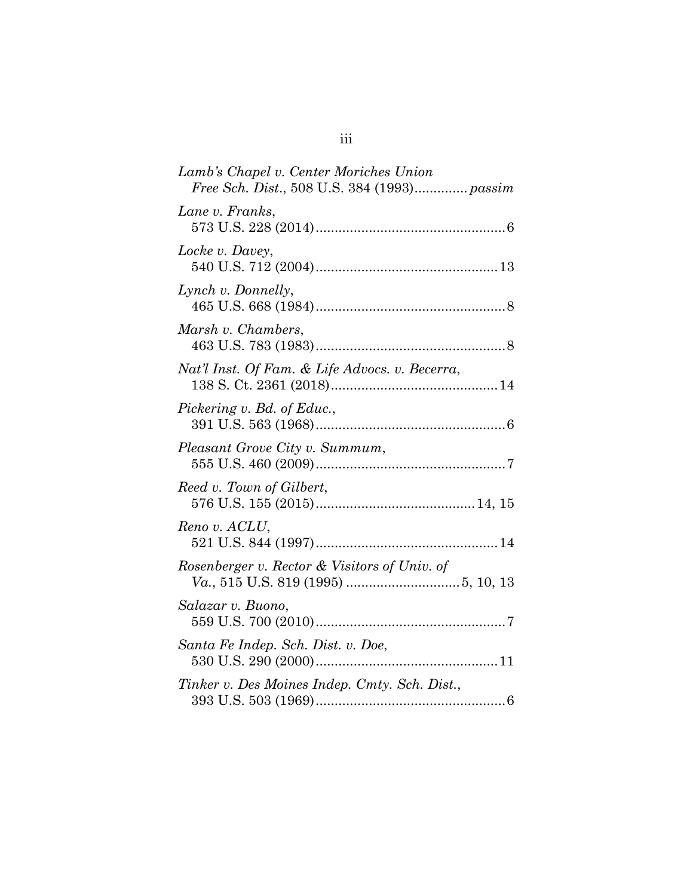*Lamb's Chapel v. Center Moriches Union Free Sch. Dist.*, 508 U.S. 384 (1993)............. *passim*

*Lane v. Franks*, 573 U.S. 228 (2014)..................................................6

*Locke v. Davey*, 540 U.S. 712 (2004)................................................13

*Lynch v. Donnelly*, 465 U.S. 668 (1984)..................................................8

*Marsh v. Chambers*, 463 U.S. 783 (1983)..................................................8

*Nat'l Inst. Of Fam. & Life Advocs. v. Becerra*, 138 S. Ct. 2361 (2018)............................................14

*Pickering v. Bd. of Educ.*, 391 U.S. 563 (1968)..................................................6

*Pleasant Grove City v. Summum*, 555 U.S. 460 (2009)..................................................7

*Reed v. Town of Gilbert*, 576 U.S. 155 (2015)..........................................14, 15

*Reno v. ACLU*, 521 U.S. 844 (1997)................................................14

*Rosenberger v. Rector & Visitors of Univ. of Va.*, 515 U.S. 819 (1995) ..............................5, 10, 13

*Salazar v. Buono*, 559 U.S. 700 (2010)..................................................7

*Santa Fe Indep. Sch. Dist. v. Doe*, 530 U.S. 290 (2000)................................................11

*Tinker v. Des Moines Indep. Cmty. Sch. Dist.*, 393 U.S. 503 (1969)..................................................6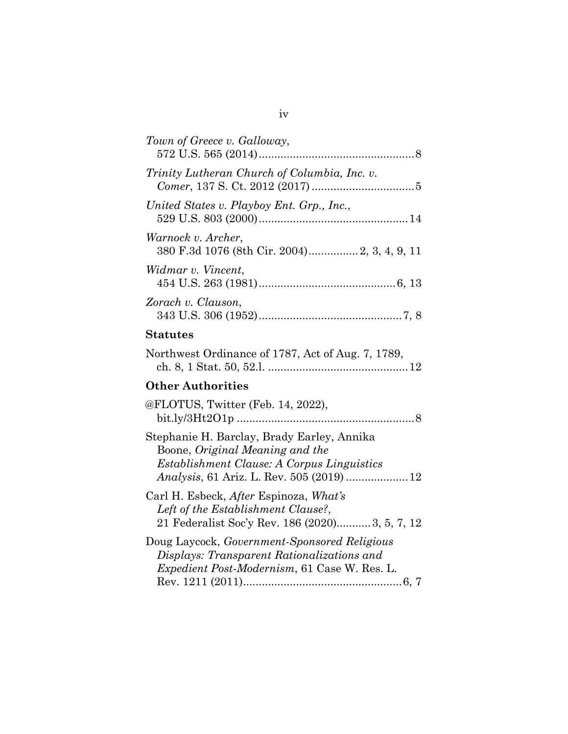*Town of Greece v. Galloway*,
572 U.S. 565 (2014)..................................................8

*Trinity Lutheran Church of Columbia, Inc. v. Comer*, 137 S. Ct. 2012 (2017).................................5

*United States v. Playboy Ent. Grp., Inc.*,
529 U.S. 803 (2000)................................................14

*Warnock v. Archer*,
380 F.3d 1076 (8th Cir. 2004)................2, 3, 4, 9, 11

*Widmar v. Vincent*,
454 U.S. 263 (1981)............................................6, 13

*Zorach v. Clauson*,
343 U.S. 306 (1952)..............................................7, 8

**Statutes**

Northwest Ordinance of 1787, Act of Aug. 7, 1789, ch. 8, 1 Stat. 50, 52.l. .............................................12

**Other Authorities**

@FLOTUS, Twitter (Feb. 14, 2022),
bit.ly/3Ht2O1p .........................................................8

Stephanie H. Barclay, Brady Earley, Annika Boone, *Original Meaning and the Establishment Clause: A Corpus Linguistics Analysis*, 61 Ariz. L. Rev. 505 (2019) ....................12

Carl H. Esbeck, *After* Espinoza, *What's Left of the Establishment Clause?*,
21 Federalist Soc'y Rev. 186 (2020)...........3, 5, 7, 12

Doug Laycock, *Government-Sponsored Religious Displays: Transparent Rationalizations and Expedient Post-Modernism*, 61 Case W. Res. L. Rev. 1211 (2011)...................................................6, 7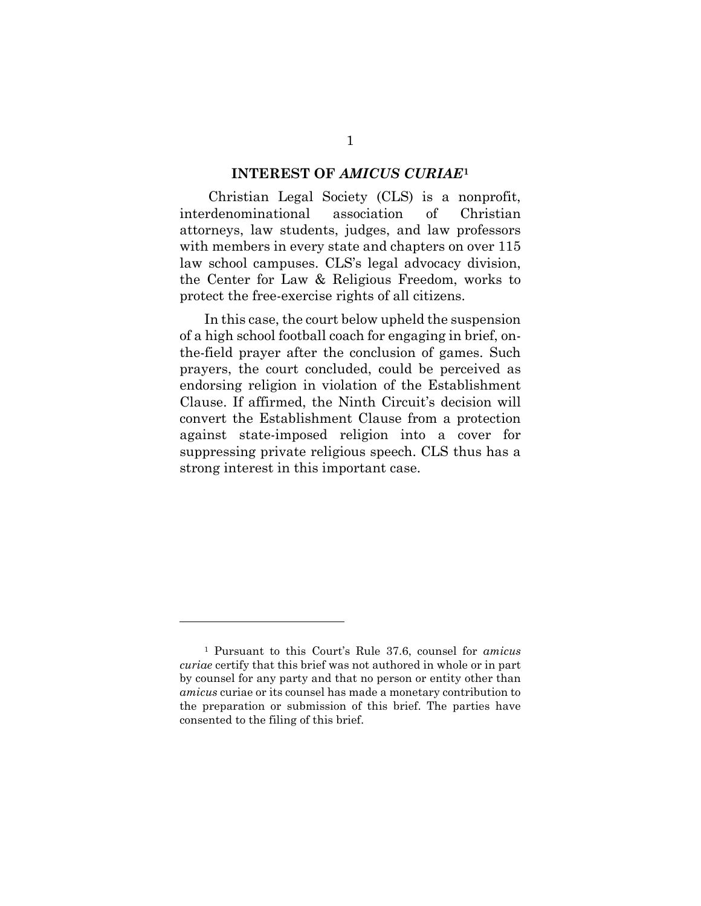## INTEREST OF *AMICUS CURIAE*[1]

Christian Legal Society (CLS) is a nonprofit, interdenominational association of Christian attorneys, law students, judges, and law professors with members in every state and chapters on over 115 law school campuses. CLS's legal advocacy division, the Center for Law & Religious Freedom, works to protect the free-exercise rights of all citizens.

In this case, the court below upheld the suspension of a high school football coach for engaging in brief, on-the-field prayer after the conclusion of games. Such prayers, the court concluded, could be perceived as endorsing religion in violation of the Establishment Clause. If affirmed, the Ninth Circuit's decision will convert the Establishment Clause from a protection against state-imposed religion into a cover for suppressing private religious speech. CLS thus has a strong interest in this important case.

---

[1] Pursuant to this Court's Rule 37.6, counsel for *amicus curiae* certify that this brief was not authored in whole or in part by counsel for any party and that no person or entity other than *amicus* curiae or its counsel has made a monetary contribution to the preparation or submission of this brief. The parties have consented to the filing of this brief.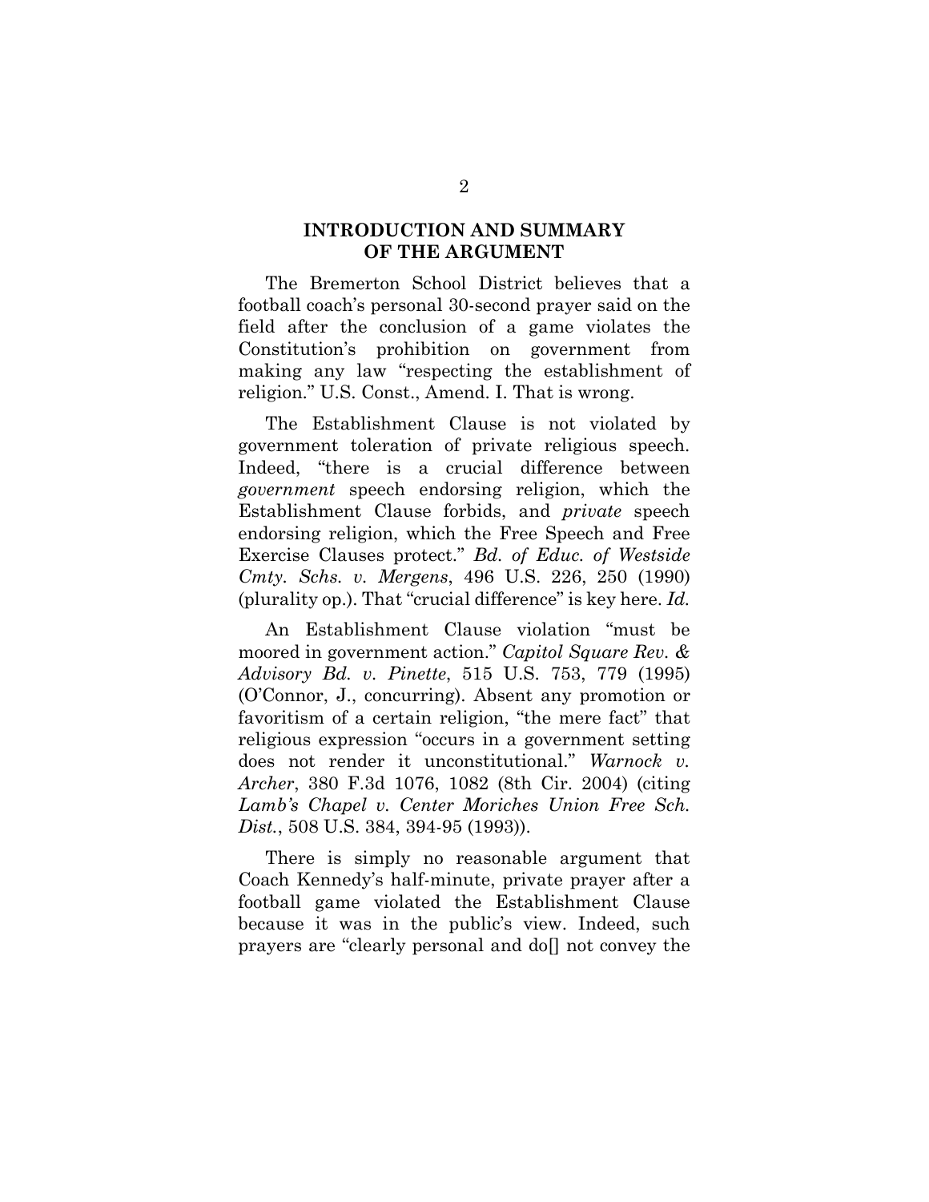## INTRODUCTION AND SUMMARY OF THE ARGUMENT

The Bremerton School District believes that a football coach's personal 30-second prayer said on the field after the conclusion of a game violates the Constitution's prohibition on government from making any law "respecting the establishment of religion." U.S. Const., Amend. I. That is wrong.

The Establishment Clause is not violated by government toleration of private religious speech. Indeed, "there is a crucial difference between *government* speech endorsing religion, which the Establishment Clause forbids, and *private* speech endorsing religion, which the Free Speech and Free Exercise Clauses protect." *Bd. of Educ. of Westside Cmty. Schs. v. Mergens*, 496 U.S. 226, 250 (1990) (plurality op.). That "crucial difference" is key here. *Id.*

An Establishment Clause violation "must be moored in government action." *Capitol Square Rev. & Advisory Bd. v. Pinette*, 515 U.S. 753, 779 (1995) (O'Connor, J., concurring). Absent any promotion or favoritism of a certain religion, "the mere fact" that religious expression "occurs in a government setting does not render it unconstitutional." *Warnock v. Archer*, 380 F.3d 1076, 1082 (8th Cir. 2004) (citing *Lamb's Chapel v. Center Moriches Union Free Sch. Dist.*, 508 U.S. 384, 394-95 (1993)).

There is simply no reasonable argument that Coach Kennedy's half-minute, private prayer after a football game violated the Establishment Clause because it was in the public's view. Indeed, such prayers are "clearly personal and do[] not convey the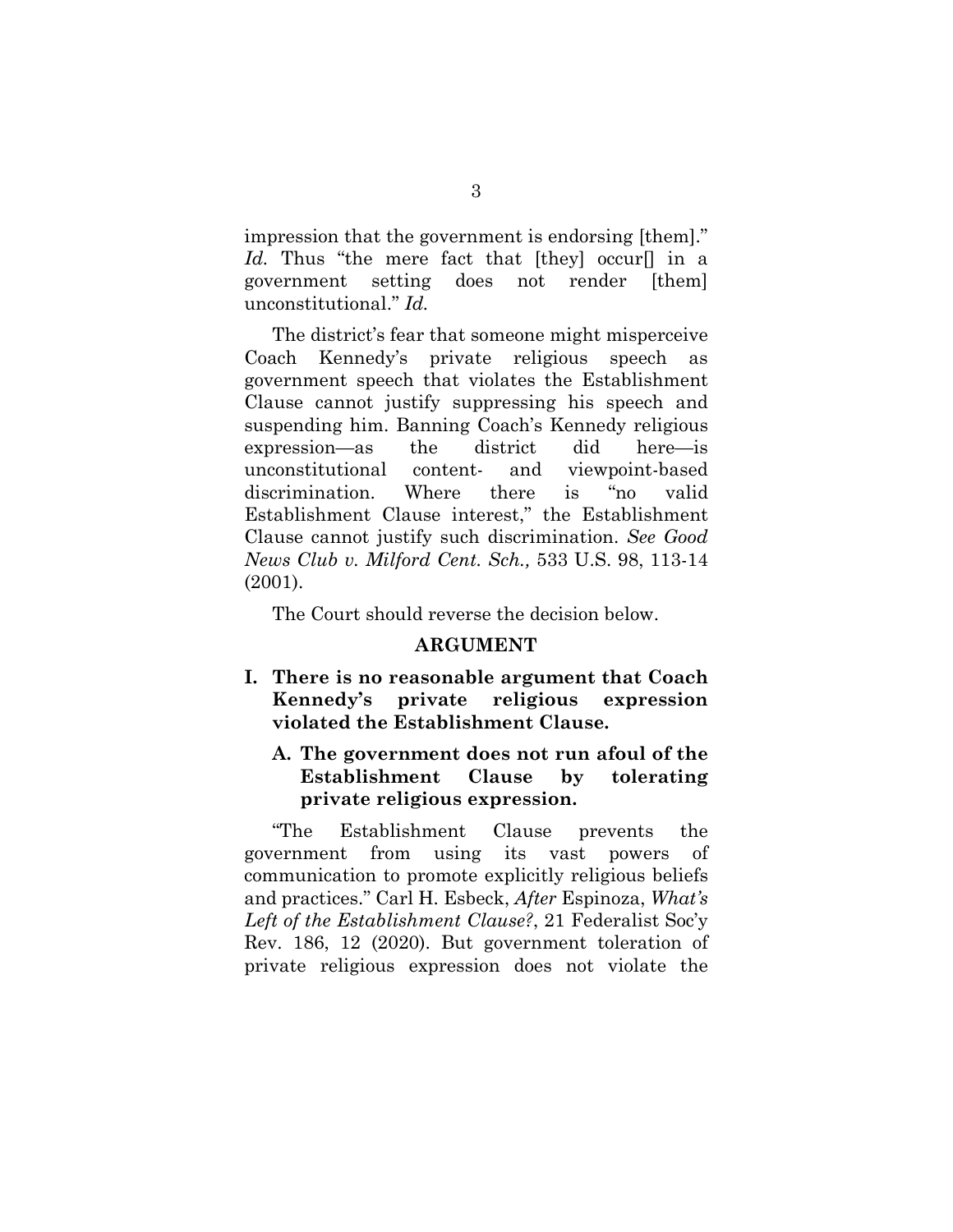impression that the government is endorsing [them]." *Id.* Thus "the mere fact that [they] occur[] in a government setting does not render [them] unconstitutional." *Id.*

The district's fear that someone might misperceive Coach Kennedy's private religious speech as government speech that violates the Establishment Clause cannot justify suppressing his speech and suspending him. Banning Coach's Kennedy religious expression—as the district did here—is unconstitutional content- and viewpoint-based discrimination. Where there is "no valid Establishment Clause interest," the Establishment Clause cannot justify such discrimination. *See Good News Club v. Milford Cent. Sch.,* 533 U.S. 98, 113-14 (2001).

The Court should reverse the decision below.

## ARGUMENT

### I. There is no reasonable argument that Coach Kennedy's private religious expression violated the Establishment Clause.

#### A. The government does not run afoul of the Establishment Clause by tolerating private religious expression.

"The Establishment Clause prevents the government from using its vast powers of communication to promote explicitly religious beliefs and practices." Carl H. Esbeck, *After* Espinoza, *What's Left of the Establishment Clause?*, 21 Federalist Soc'y Rev. 186, 12 (2020). But government toleration of private religious expression does not violate the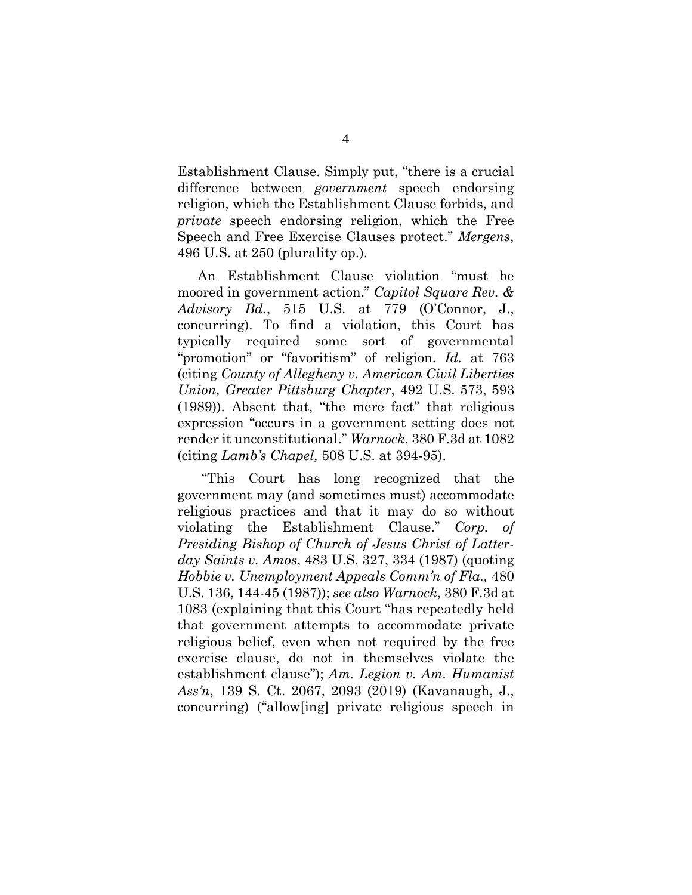Establishment Clause. Simply put, "there is a crucial difference between *government* speech endorsing religion, which the Establishment Clause forbids, and *private* speech endorsing religion, which the Free Speech and Free Exercise Clauses protect." *Mergens*, 496 U.S. at 250 (plurality op.).

An Establishment Clause violation "must be moored in government action." *Capitol Square Rev. & Advisory Bd.*, 515 U.S. at 779 (O'Connor, J., concurring). To find a violation, this Court has typically required some sort of governmental "promotion" or "favoritism" of religion. *Id.* at 763 (citing *County of Allegheny v. American Civil Liberties Union, Greater Pittsburg Chapter*, 492 U.S. 573, 593 (1989)). Absent that, "the mere fact" that religious expression "occurs in a government setting does not render it unconstitutional." *Warnock*, 380 F.3d at 1082 (citing *Lamb's Chapel,* 508 U.S. at 394-95).

"This Court has long recognized that the government may (and sometimes must) accommodate religious practices and that it may do so without violating the Establishment Clause." *Corp. of Presiding Bishop of Church of Jesus Christ of Latter-day Saints v. Amos*, 483 U.S. 327, 334 (1987) (quoting *Hobbie v. Unemployment Appeals Comm'n of Fla.,* 480 U.S. 136, 144-45 (1987)); *see also Warnock*, 380 F.3d at 1083 (explaining that this Court "has repeatedly held that government attempts to accommodate private religious belief, even when not required by the free exercise clause, do not in themselves violate the establishment clause"); *Am. Legion v. Am. Humanist Ass'n*, 139 S. Ct. 2067, 2093 (2019) (Kavanaugh, J., concurring) ("allow[ing] private religious speech in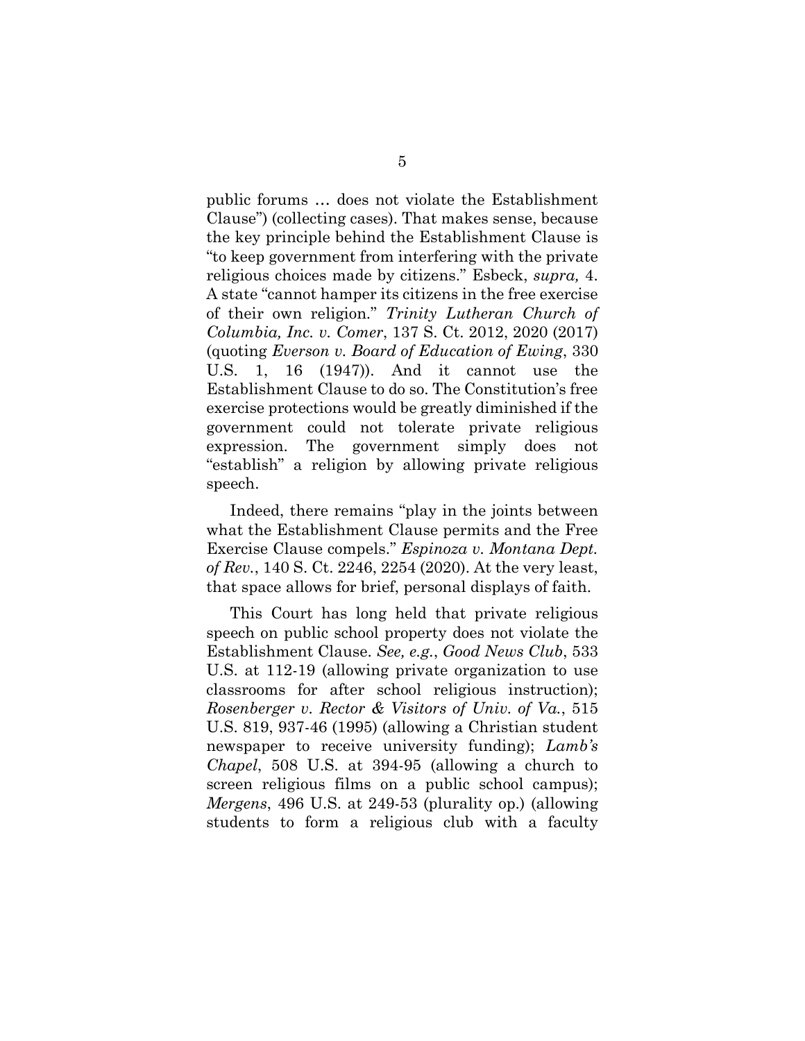public forums … does not violate the Establishment Clause") (collecting cases). That makes sense, because the key principle behind the Establishment Clause is "to keep government from interfering with the private religious choices made by citizens." Esbeck, *supra,* 4. A state "cannot hamper its citizens in the free exercise of their own religion." *Trinity Lutheran Church of Columbia, Inc. v. Comer*, 137 S. Ct. 2012, 2020 (2017) (quoting *Everson v. Board of Education of Ewing*, 330 U.S. 1, 16 (1947)). And it cannot use the Establishment Clause to do so. The Constitution's free exercise protections would be greatly diminished if the government could not tolerate private religious expression. The government simply does not "establish" a religion by allowing private religious speech.

Indeed, there remains "play in the joints between what the Establishment Clause permits and the Free Exercise Clause compels." *Espinoza v. Montana Dept. of Rev.*, 140 S. Ct. 2246, 2254 (2020). At the very least, that space allows for brief, personal displays of faith.

This Court has long held that private religious speech on public school property does not violate the Establishment Clause. *See, e.g.*, *Good News Club*, 533 U.S. at 112-19 (allowing private organization to use classrooms for after school religious instruction); *Rosenberger v. Rector & Visitors of Univ. of Va.*, 515 U.S. 819, 937-46 (1995) (allowing a Christian student newspaper to receive university funding); *Lamb's Chapel*, 508 U.S. at 394-95 (allowing a church to screen religious films on a public school campus); *Mergens*, 496 U.S. at 249-53 (plurality op.) (allowing students to form a religious club with a faculty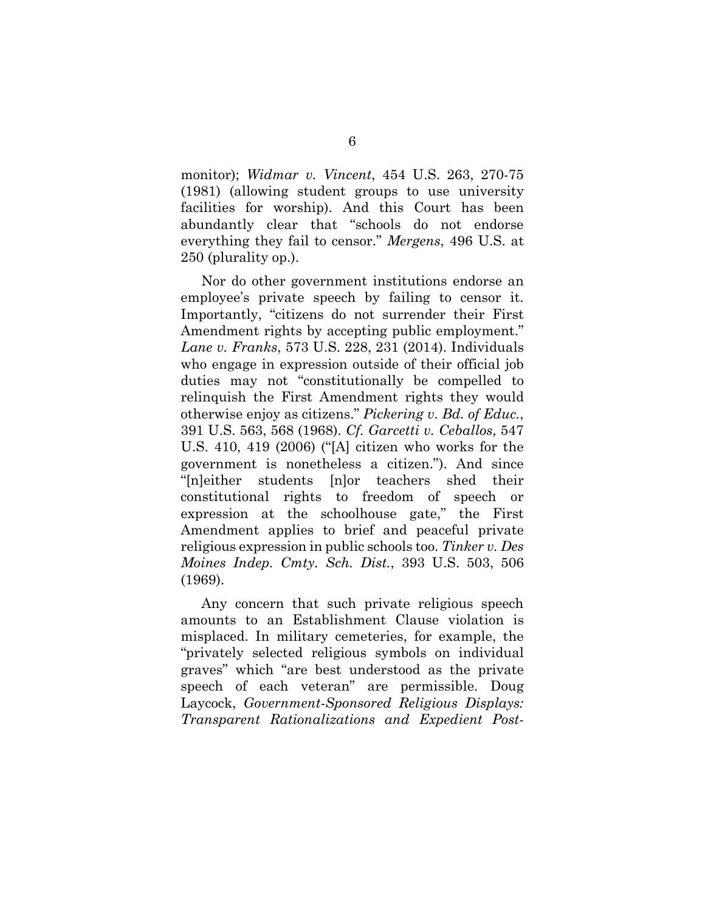monitor); *Widmar v. Vincent*, 454 U.S. 263, 270-75 (1981) (allowing student groups to use university facilities for worship). And this Court has been abundantly clear that "schools do not endorse everything they fail to censor." *Mergens*, 496 U.S. at 250 (plurality op.).

Nor do other government institutions endorse an employee's private speech by failing to censor it. Importantly, "citizens do not surrender their First Amendment rights by accepting public employment." *Lane v. Franks*, 573 U.S. 228, 231 (2014). Individuals who engage in expression outside of their official job duties may not "constitutionally be compelled to relinquish the First Amendment rights they would otherwise enjoy as citizens." *Pickering v. Bd. of Educ.*, 391 U.S. 563, 568 (1968). *Cf. Garcetti v. Ceballos*, 547 U.S. 410, 419 (2006) ("[A] citizen who works for the government is nonetheless a citizen."). And since "[n]either students [n]or teachers shed their constitutional rights to freedom of speech or expression at the schoolhouse gate," the First Amendment applies to brief and peaceful private religious expression in public schools too. *Tinker v. Des Moines Indep. Cmty. Sch. Dist.*, 393 U.S. 503, 506 (1969).

Any concern that such private religious speech amounts to an Establishment Clause violation is misplaced. In military cemeteries, for example, the "privately selected religious symbols on individual graves" which "are best understood as the private speech of each veteran" are permissible. Doug Laycock, *Government-Sponsored Religious Displays: Transparent Rationalizations and Expedient Post-*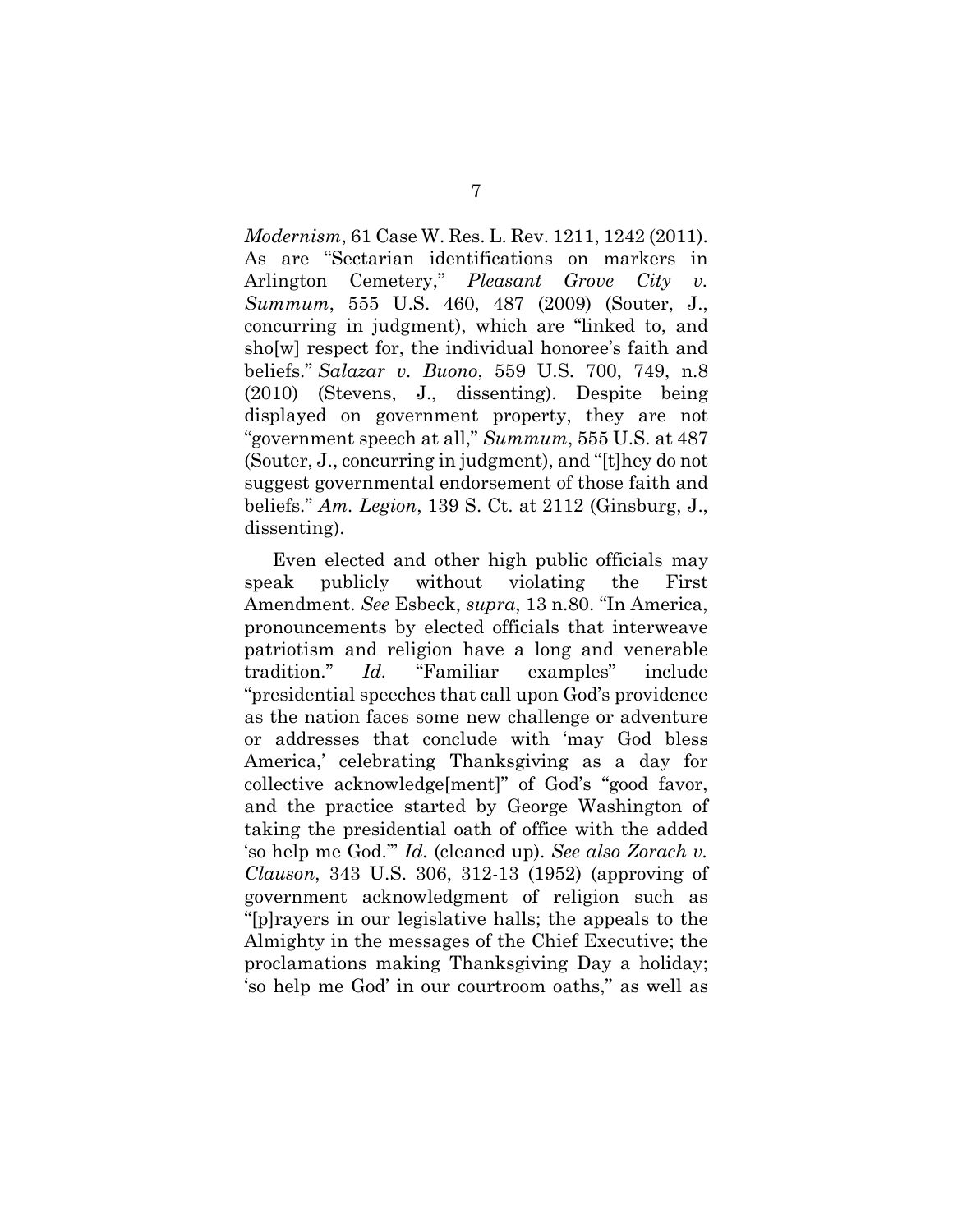*Modernism*, 61 Case W. Res. L. Rev. 1211, 1242 (2011). As are "Sectarian identifications on markers in Arlington Cemetery," *Pleasant Grove City v. Summum*, 555 U.S. 460, 487 (2009) (Souter, J., concurring in judgment), which are "linked to, and sho[w] respect for, the individual honoree's faith and beliefs." *Salazar v. Buono*, 559 U.S. 700, 749, n.8 (2010) (Stevens, J., dissenting). Despite being displayed on government property, they are not "government speech at all," *Summum*, 555 U.S. at 487 (Souter, J., concurring in judgment), and "[t]hey do not suggest governmental endorsement of those faith and beliefs." *Am. Legion*, 139 S. Ct. at 2112 (Ginsburg, J., dissenting).

Even elected and other high public officials may speak publicly without violating the First Amendment. *See* Esbeck, *supra*, 13 n.80. "In America, pronouncements by elected officials that interweave patriotism and religion have a long and venerable tradition." *Id.* "Familiar examples" include "presidential speeches that call upon God's providence as the nation faces some new challenge or adventure or addresses that conclude with 'may God bless America,' celebrating Thanksgiving as a day for collective acknowledge[ment]" of God's "good favor, and the practice started by George Washington of taking the presidential oath of office with the added 'so help me God.'" *Id.* (cleaned up). *See also Zorach v. Clauson*, 343 U.S. 306, 312-13 (1952) (approving of government acknowledgment of religion such as "[p]rayers in our legislative halls; the appeals to the Almighty in the messages of the Chief Executive; the proclamations making Thanksgiving Day a holiday; 'so help me God' in our courtroom oaths," as well as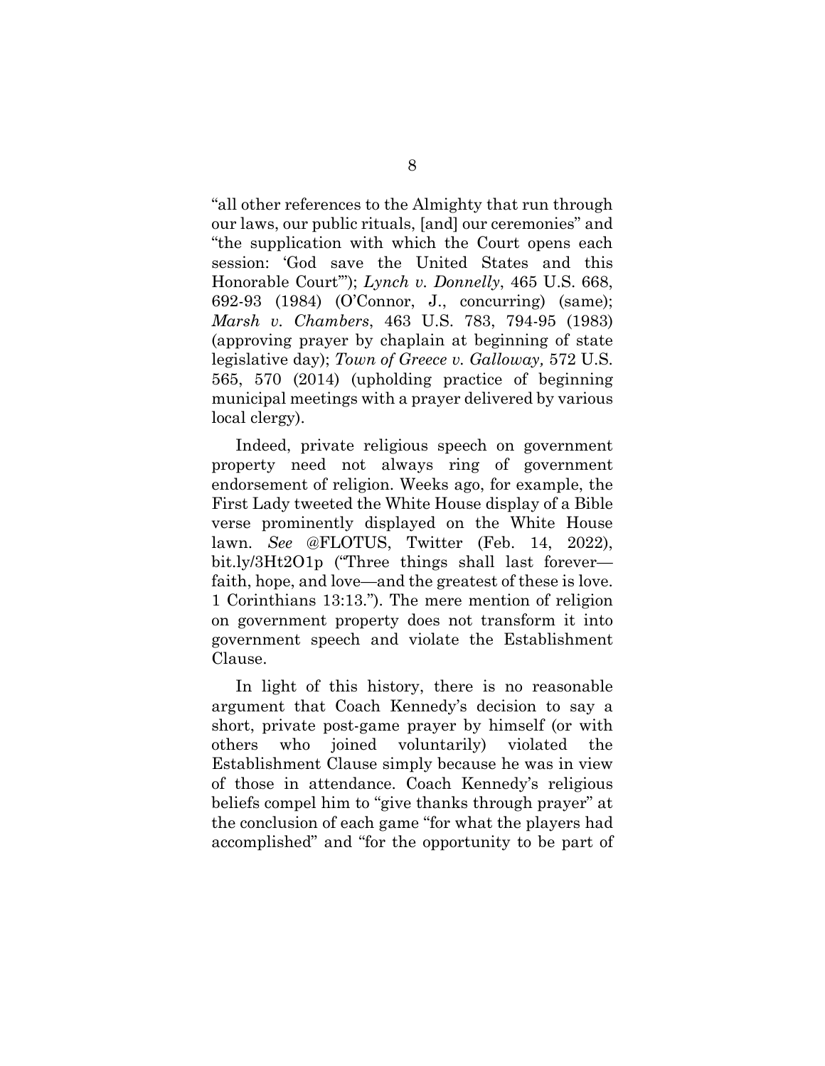"all other references to the Almighty that run through our laws, our public rituals, [and] our ceremonies" and "the supplication with which the Court opens each session: 'God save the United States and this Honorable Court'"); *Lynch v. Donnelly*, 465 U.S. 668, 692-93 (1984) (O'Connor, J., concurring) (same); *Marsh v. Chambers*, 463 U.S. 783, 794-95 (1983) (approving prayer by chaplain at beginning of state legislative day); *Town of Greece v. Galloway,* 572 U.S. 565, 570 (2014) (upholding practice of beginning municipal meetings with a prayer delivered by various local clergy).

Indeed, private religious speech on government property need not always ring of government endorsement of religion. Weeks ago, for example, the First Lady tweeted the White House display of a Bible verse prominently displayed on the White House lawn. *See* @FLOTUS, Twitter (Feb. 14, 2022), bit.ly/3Ht2O1p ("Three things shall last forever—faith, hope, and love—and the greatest of these is love. 1 Corinthians 13:13."). The mere mention of religion on government property does not transform it into government speech and violate the Establishment Clause.

In light of this history, there is no reasonable argument that Coach Kennedy's decision to say a short, private post-game prayer by himself (or with others who joined voluntarily) violated the Establishment Clause simply because he was in view of those in attendance. Coach Kennedy's religious beliefs compel him to "give thanks through prayer" at the conclusion of each game "for what the players had accomplished" and "for the opportunity to be part of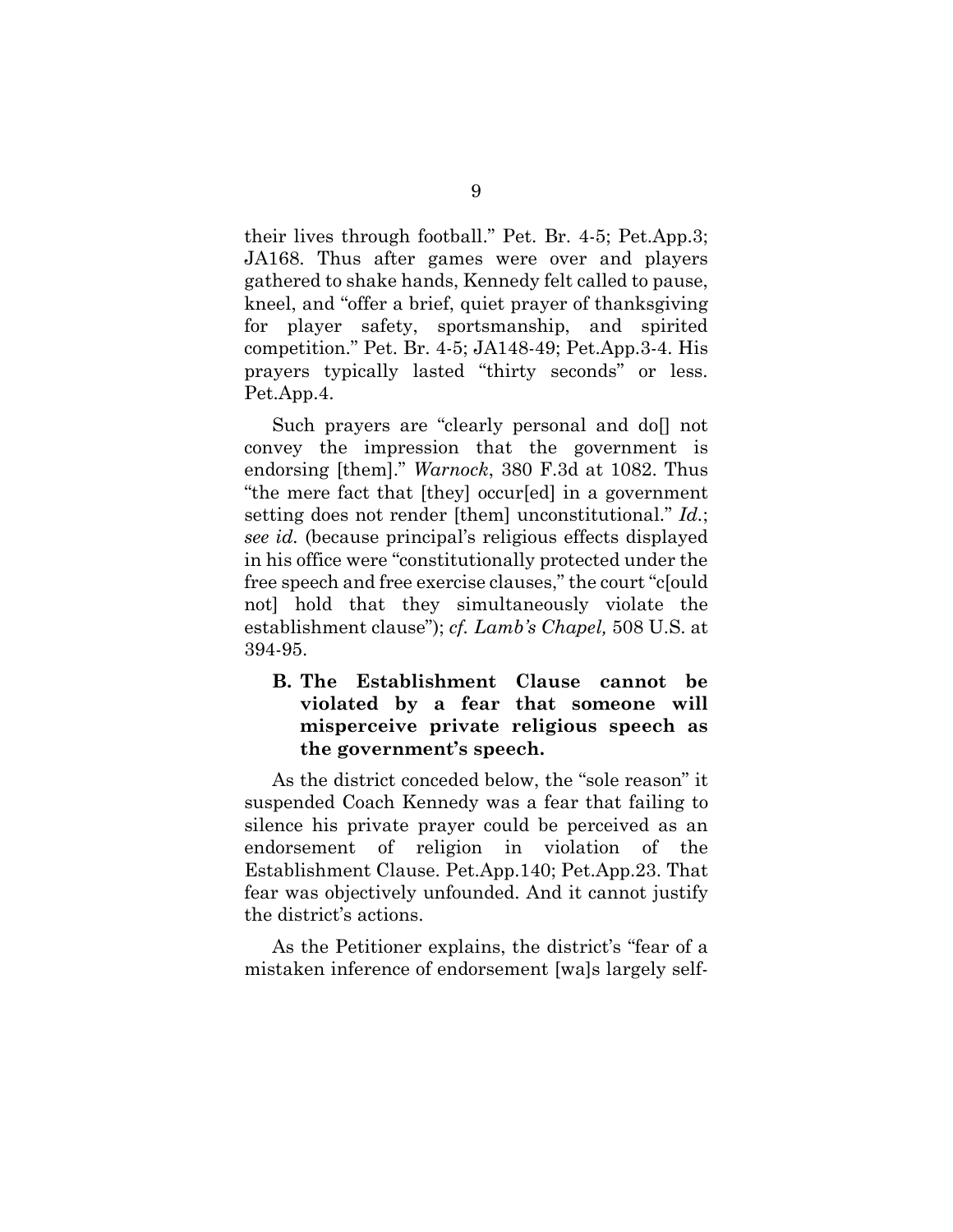their lives through football." Pet. Br. 4-5; Pet.App.3; JA168. Thus after games were over and players gathered to shake hands, Kennedy felt called to pause, kneel, and "offer a brief, quiet prayer of thanksgiving for player safety, sportsmanship, and spirited competition." Pet. Br. 4-5; JA148-49; Pet.App.3-4. His prayers typically lasted "thirty seconds" or less. Pet.App.4.

Such prayers are "clearly personal and do[] not convey the impression that the government is endorsing [them]." *Warnock*, 380 F.3d at 1082. Thus "the mere fact that [they] occur[ed] in a government setting does not render [them] unconstitutional." *Id.*; *see id.* (because principal's religious effects displayed in his office were "constitutionally protected under the free speech and free exercise clauses," the court "c[ould not] hold that they simultaneously violate the establishment clause"); *cf. Lamb's Chapel,* 508 U.S. at 394-95.

### B. The Establishment Clause cannot be violated by a fear that someone will misperceive private religious speech as the government's speech.

As the district conceded below, the "sole reason" it suspended Coach Kennedy was a fear that failing to silence his private prayer could be perceived as an endorsement of religion in violation of the Establishment Clause. Pet.App.140; Pet.App.23. That fear was objectively unfounded. And it cannot justify the district's actions.

As the Petitioner explains, the district's "fear of a mistaken inference of endorsement [wa]s largely self-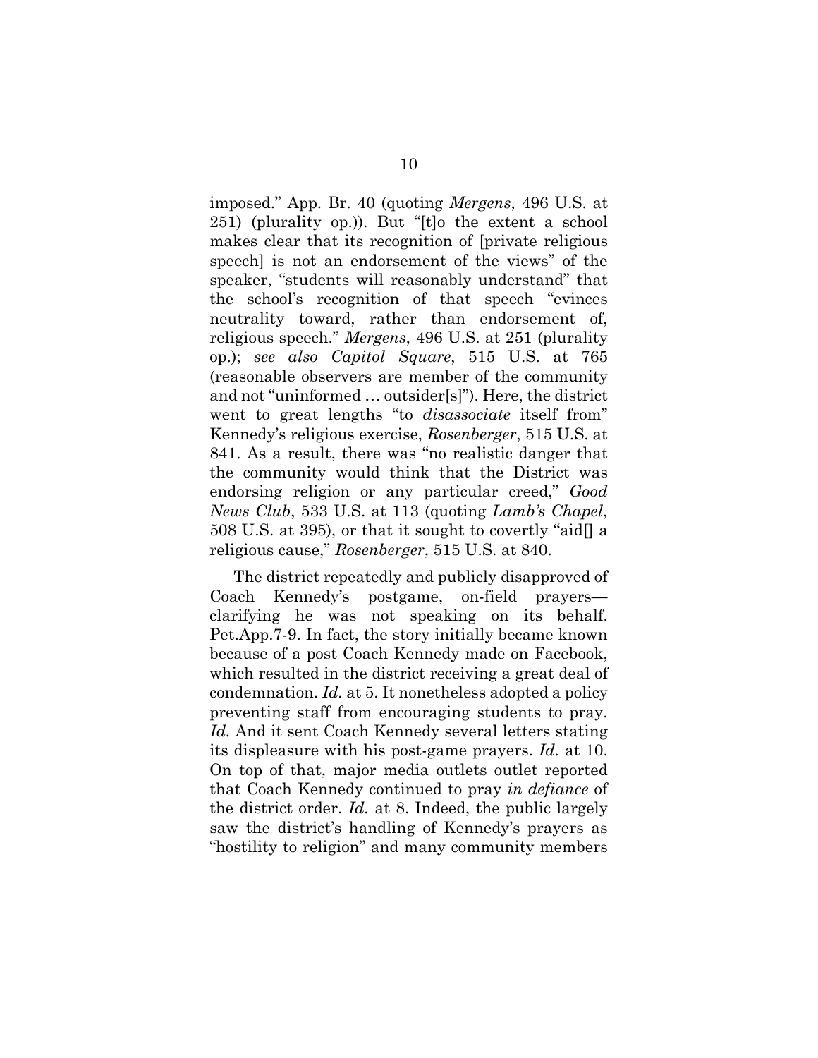imposed." App. Br. 40 (quoting *Mergens*, 496 U.S. at 251) (plurality op.)). But "[t]o the extent a school makes clear that its recognition of [private religious speech] is not an endorsement of the views" of the speaker, "students will reasonably understand" that the school's recognition of that speech "evinces neutrality toward, rather than endorsement of, religious speech." *Mergens*, 496 U.S. at 251 (plurality op.); *see also Capitol Square*, 515 U.S. at 765 (reasonable observers are member of the community and not "uninformed … outsider[s]"). Here, the district went to great lengths "to *disassociate* itself from" Kennedy's religious exercise, *Rosenberger*, 515 U.S. at 841. As a result, there was "no realistic danger that the community would think that the District was endorsing religion or any particular creed," *Good News Club*, 533 U.S. at 113 (quoting *Lamb's Chapel*, 508 U.S. at 395), or that it sought to covertly "aid[] a religious cause," *Rosenberger*, 515 U.S. at 840.

The district repeatedly and publicly disapproved of Coach Kennedy's postgame, on-field prayers—clarifying he was not speaking on its behalf. Pet.App.7-9. In fact, the story initially became known because of a post Coach Kennedy made on Facebook, which resulted in the district receiving a great deal of condemnation. *Id.* at 5. It nonetheless adopted a policy preventing staff from encouraging students to pray. *Id.* And it sent Coach Kennedy several letters stating its displeasure with his post-game prayers. *Id.* at 10. On top of that, major media outlets outlet reported that Coach Kennedy continued to pray *in defiance* of the district order. *Id.* at 8. Indeed, the public largely saw the district's handling of Kennedy's prayers as "hostility to religion" and many community members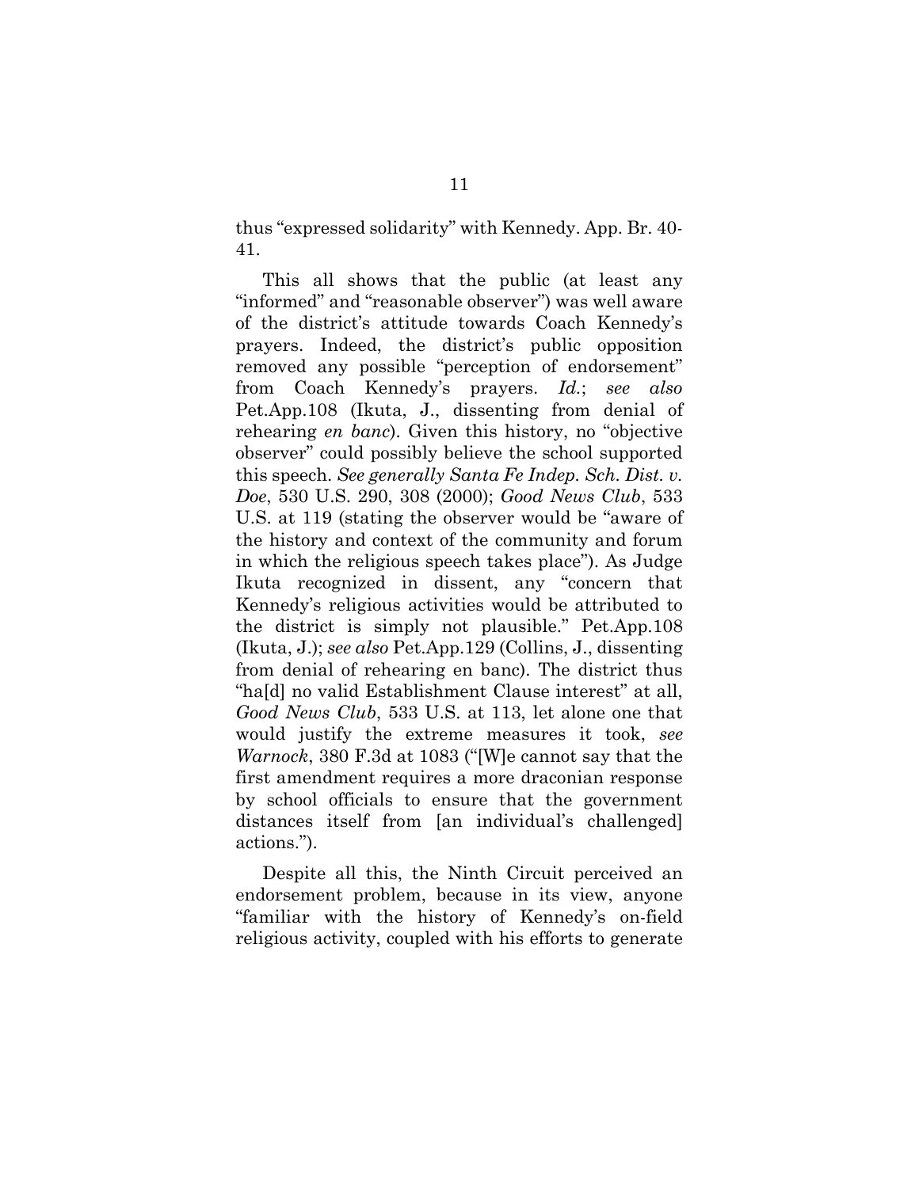thus "expressed solidarity" with Kennedy. App. Br. 40-41.

This all shows that the public (at least any "informed" and "reasonable observer") was well aware of the district's attitude towards Coach Kennedy's prayers. Indeed, the district's public opposition removed any possible "perception of endorsement" from Coach Kennedy's prayers. *Id.*; *see also* Pet.App.108 (Ikuta, J., dissenting from denial of rehearing *en banc*). Given this history, no "objective observer" could possibly believe the school supported this speech. *See generally Santa Fe Indep. Sch. Dist. v. Doe*, 530 U.S. 290, 308 (2000); *Good News Club*, 533 U.S. at 119 (stating the observer would be "aware of the history and context of the community and forum in which the religious speech takes place"). As Judge Ikuta recognized in dissent, any "concern that Kennedy's religious activities would be attributed to the district is simply not plausible." Pet.App.108 (Ikuta, J.); *see also* Pet.App.129 (Collins, J., dissenting from denial of rehearing en banc). The district thus "ha[d] no valid Establishment Clause interest" at all, *Good News Club*, 533 U.S. at 113, let alone one that would justify the extreme measures it took, *see Warnock*, 380 F.3d at 1083 ("[W]e cannot say that the first amendment requires a more draconian response by school officials to ensure that the government distances itself from [an individual's challenged] actions.").

Despite all this, the Ninth Circuit perceived an endorsement problem, because in its view, anyone "familiar with the history of Kennedy's on-field religious activity, coupled with his efforts to generate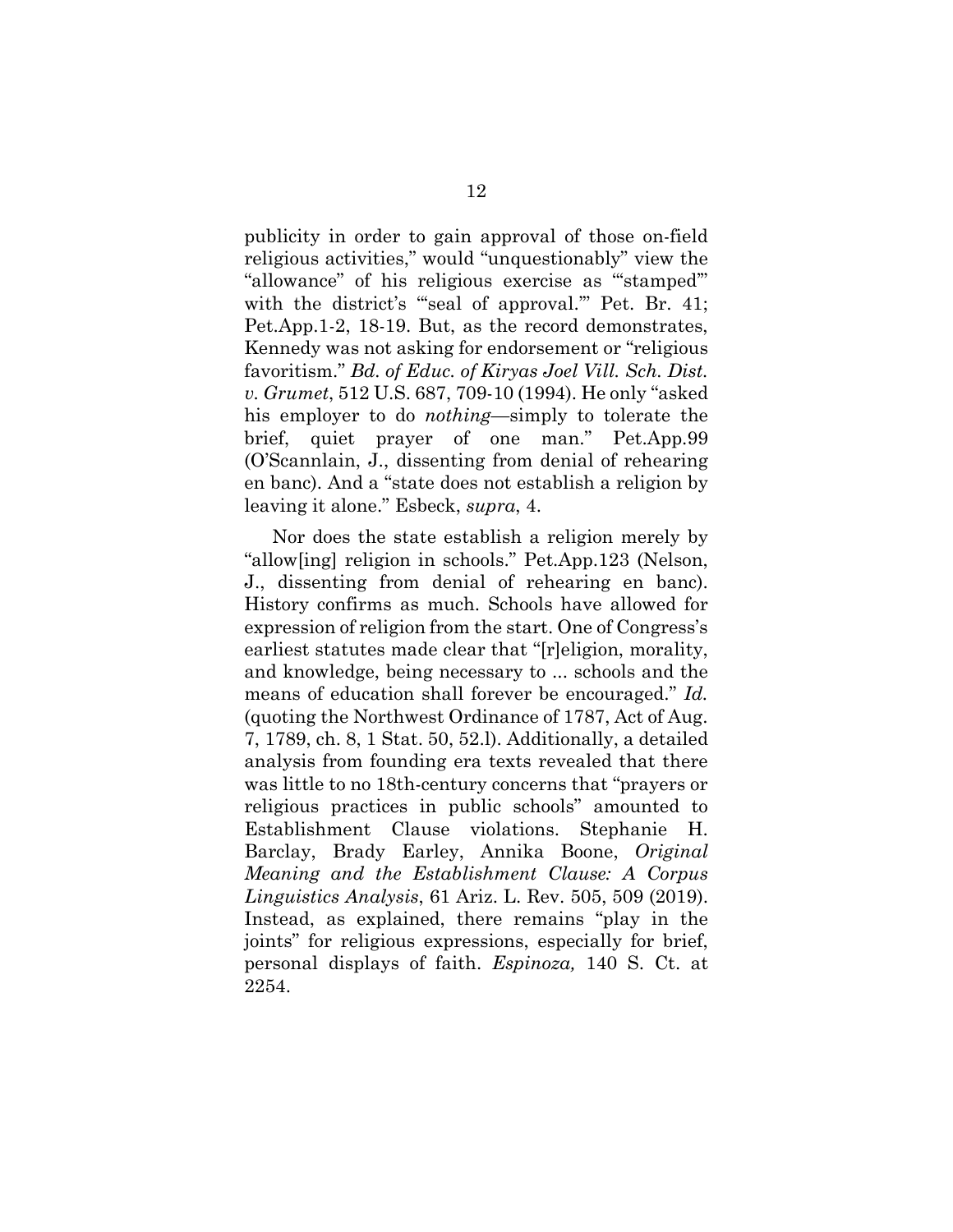publicity in order to gain approval of those on-field religious activities," would "unquestionably" view the "allowance" of his religious exercise as "'stamped'" with the district's "'seal of approval.'" Pet. Br. 41; Pet.App.1-2, 18-19. But, as the record demonstrates, Kennedy was not asking for endorsement or "religious favoritism." *Bd. of Educ. of Kiryas Joel Vill. Sch. Dist. v. Grumet*, 512 U.S. 687, 709-10 (1994). He only "asked his employer to do *nothing*—simply to tolerate the brief, quiet prayer of one man." Pet.App.99 (O'Scannlain, J., dissenting from denial of rehearing en banc). And a "state does not establish a religion by leaving it alone." Esbeck, *supra*, 4.

Nor does the state establish a religion merely by "allow[ing] religion in schools." Pet.App.123 (Nelson, J., dissenting from denial of rehearing en banc). History confirms as much. Schools have allowed for expression of religion from the start. One of Congress's earliest statutes made clear that "[r]eligion, morality, and knowledge, being necessary to ... schools and the means of education shall forever be encouraged." *Id.* (quoting the Northwest Ordinance of 1787, Act of Aug. 7, 1789, ch. 8, 1 Stat. 50, 52.l). Additionally, a detailed analysis from founding era texts revealed that there was little to no 18th-century concerns that "prayers or religious practices in public schools" amounted to Establishment Clause violations. Stephanie H. Barclay, Brady Earley, Annika Boone, *Original Meaning and the Establishment Clause: A Corpus Linguistics Analysis*, 61 Ariz. L. Rev. 505, 509 (2019). Instead, as explained, there remains "play in the joints" for religious expressions, especially for brief, personal displays of faith. *Espinoza,* 140 S. Ct. at 2254.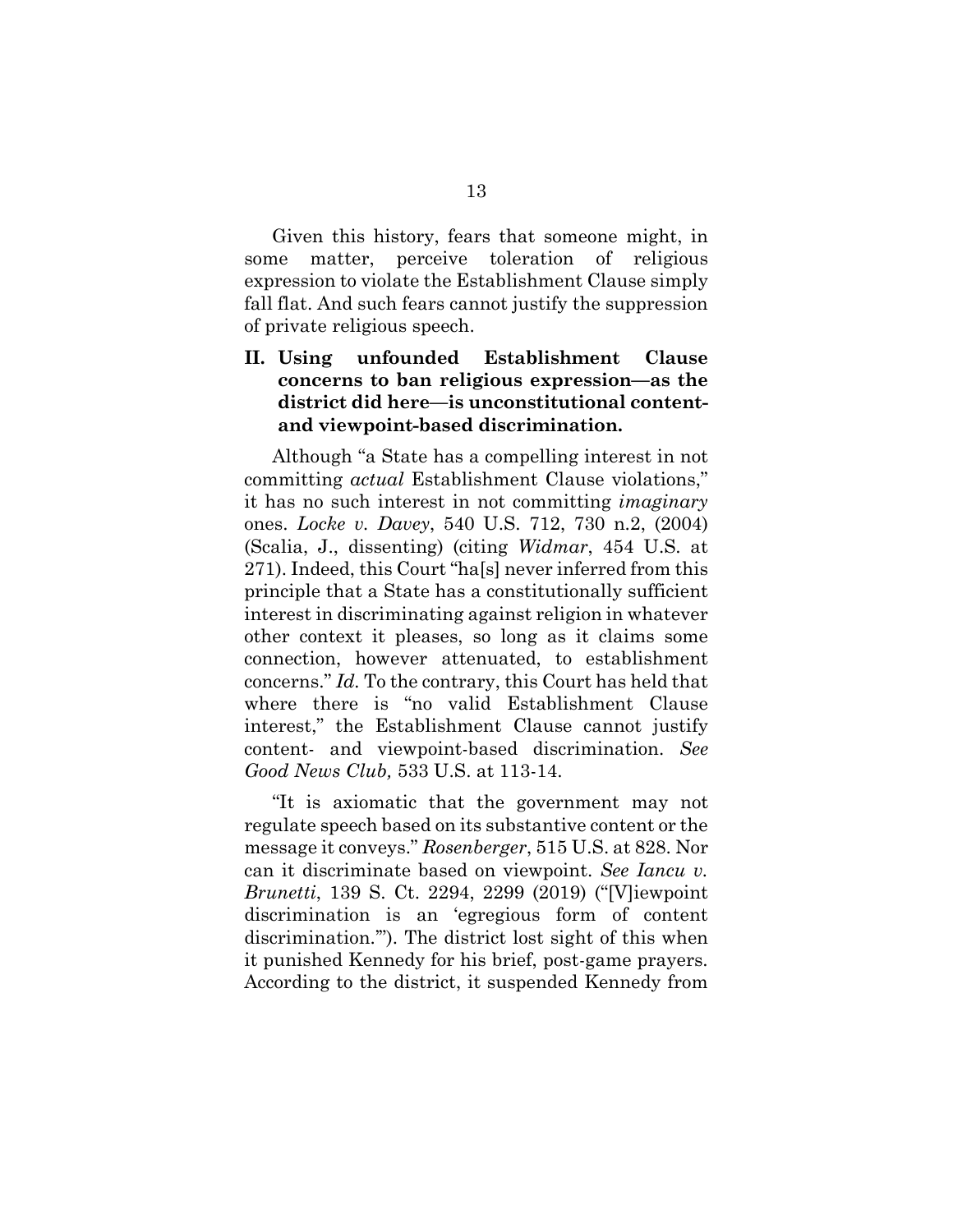Given this history, fears that someone might, in some matter, perceive toleration of religious expression to violate the Establishment Clause simply fall flat. And such fears cannot justify the suppression of private religious speech.

## II. Using unfounded Establishment Clause concerns to ban religious expression—as the district did here—is unconstitutional content- and viewpoint-based discrimination.

Although "a State has a compelling interest in not committing *actual* Establishment Clause violations," it has no such interest in not committing *imaginary* ones. *Locke v. Davey*, 540 U.S. 712, 730 n.2, (2004) (Scalia, J., dissenting) (citing *Widmar*, 454 U.S. at 271). Indeed, this Court "ha[s] never inferred from this principle that a State has a constitutionally sufficient interest in discriminating against religion in whatever other context it pleases, so long as it claims some connection, however attenuated, to establishment concerns." *Id.* To the contrary, this Court has held that where there is "no valid Establishment Clause interest," the Establishment Clause cannot justify content- and viewpoint-based discrimination. *See Good News Club,* 533 U.S. at 113-14.

"It is axiomatic that the government may not regulate speech based on its substantive content or the message it conveys." *Rosenberger*, 515 U.S. at 828. Nor can it discriminate based on viewpoint. *See Iancu v. Brunetti*, 139 S. Ct. 2294, 2299 (2019) ("[V]iewpoint discrimination is an 'egregious form of content discrimination.'"). The district lost sight of this when it punished Kennedy for his brief, post-game prayers. According to the district, it suspended Kennedy from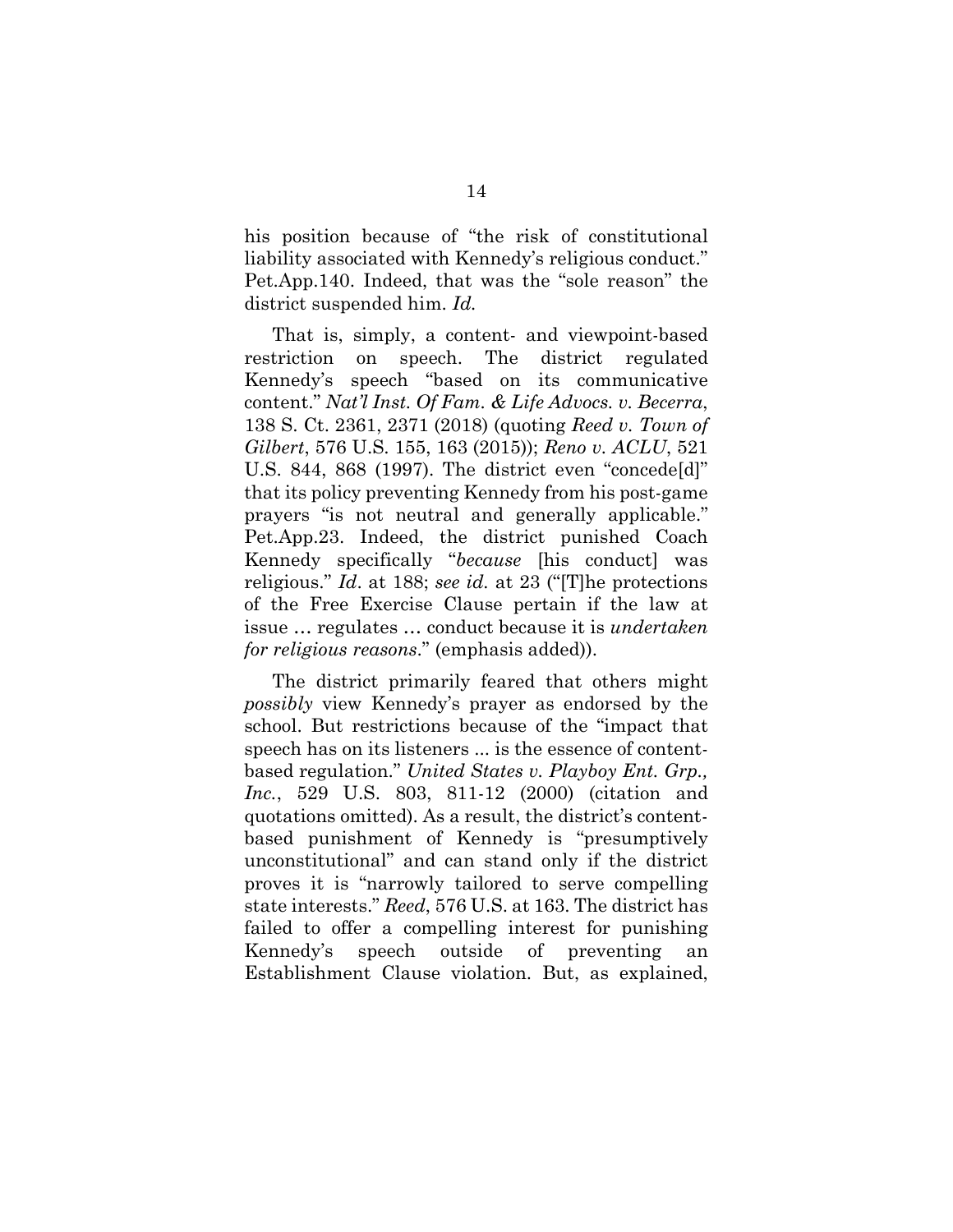his position because of "the risk of constitutional liability associated with Kennedy's religious conduct." Pet.App.140. Indeed, that was the "sole reason" the district suspended him. *Id.*

That is, simply, a content- and viewpoint-based restriction on speech. The district regulated Kennedy's speech "based on its communicative content." *Nat'l Inst. Of Fam. & Life Advocs. v. Becerra*, 138 S. Ct. 2361, 2371 (2018) (quoting *Reed v. Town of Gilbert*, 576 U.S. 155, 163 (2015)); *Reno v. ACLU*, 521 U.S. 844, 868 (1997). The district even "concede[d]" that its policy preventing Kennedy from his post-game prayers "is not neutral and generally applicable." Pet.App.23. Indeed, the district punished Coach Kennedy specifically "*because* [his conduct] was religious." *Id*. at 188; *see id.* at 23 ("[T]he protections of the Free Exercise Clause pertain if the law at issue … regulates … conduct because it is *undertaken for religious reasons*." (emphasis added)).

The district primarily feared that others might *possibly* view Kennedy's prayer as endorsed by the school. But restrictions because of the "impact that speech has on its listeners ... is the essence of content-based regulation." *United States v. Playboy Ent. Grp., Inc.*, 529 U.S. 803, 811-12 (2000) (citation and quotations omitted). As a result, the district's content-based punishment of Kennedy is "presumptively unconstitutional" and can stand only if the district proves it is "narrowly tailored to serve compelling state interests." *Reed*, 576 U.S. at 163. The district has failed to offer a compelling interest for punishing Kennedy's speech outside of preventing an Establishment Clause violation. But, as explained,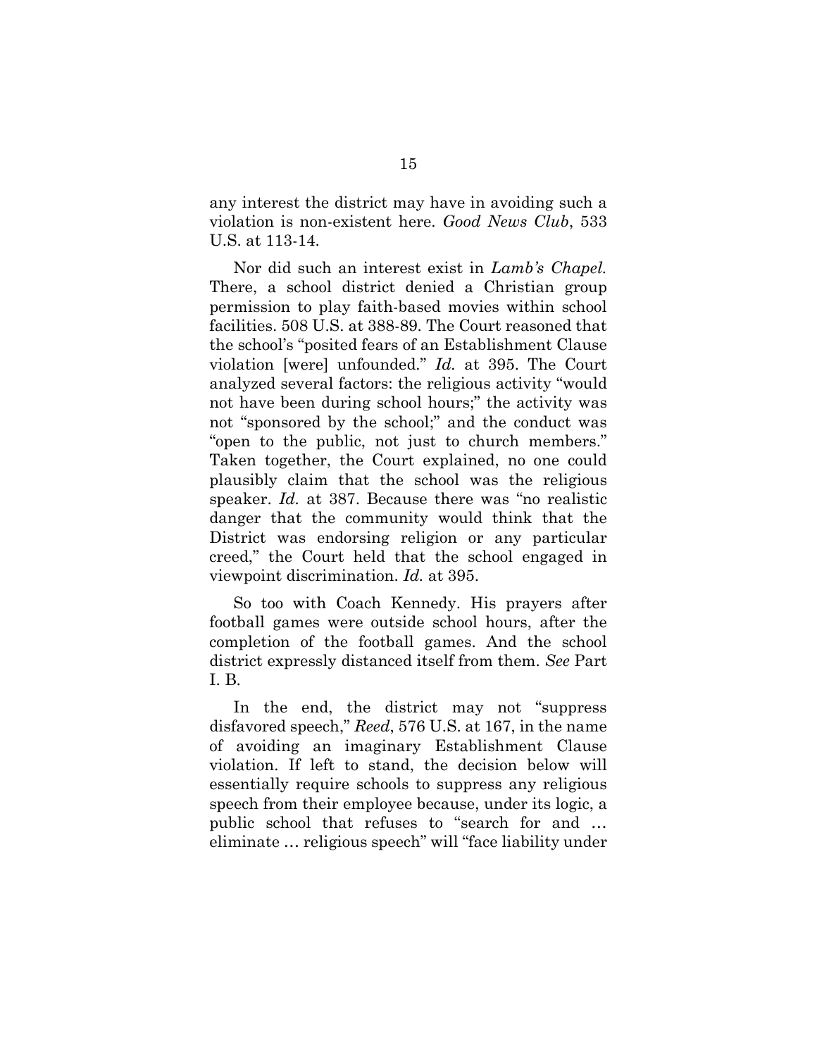any interest the district may have in avoiding such a violation is non-existent here. *Good News Club*, 533 U.S. at 113-14.

Nor did such an interest exist in *Lamb's Chapel.* There, a school district denied a Christian group permission to play faith-based movies within school facilities. 508 U.S. at 388-89. The Court reasoned that the school's "posited fears of an Establishment Clause violation [were] unfounded." *Id.* at 395. The Court analyzed several factors: the religious activity "would not have been during school hours;" the activity was not "sponsored by the school;" and the conduct was "open to the public, not just to church members." Taken together, the Court explained, no one could plausibly claim that the school was the religious speaker. *Id.* at 387. Because there was "no realistic danger that the community would think that the District was endorsing religion or any particular creed," the Court held that the school engaged in viewpoint discrimination. *Id.* at 395.

So too with Coach Kennedy. His prayers after football games were outside school hours, after the completion of the football games. And the school district expressly distanced itself from them. *See* Part I. B.

In the end, the district may not "suppress disfavored speech," *Reed*, 576 U.S. at 167, in the name of avoiding an imaginary Establishment Clause violation. If left to stand, the decision below will essentially require schools to suppress any religious speech from their employee because, under its logic, a public school that refuses to "search for and … eliminate … religious speech" will "face liability under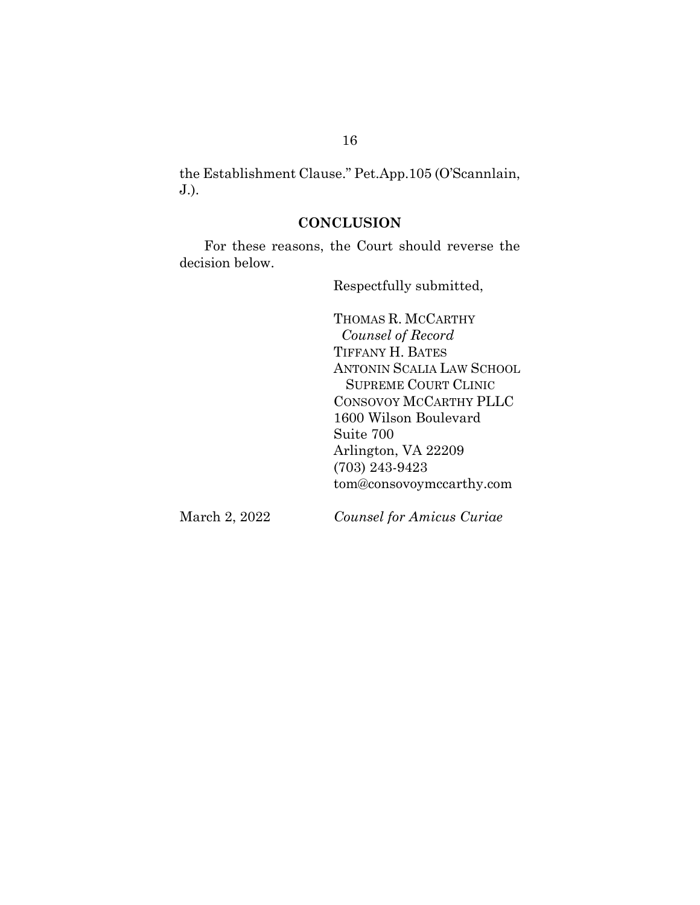the Establishment Clause." Pet.App.105 (O'Scannlain, J.).

## CONCLUSION

For these reasons, the Court should reverse the decision below.

Respectfully submitted,

THOMAS R. MCCARTHY
*Counsel of Record*
TIFFANY H. BATES
ANTONIN SCALIA LAW SCHOOL
SUPREME COURT CLINIC
CONSOVOY MCCARTHY PLLC
1600 Wilson Boulevard
Suite 700
Arlington, VA 22209
(703) 243-9423
tom@consovoymccarthy.com

March 2, 2022

*Counsel for Amicus Curiae*